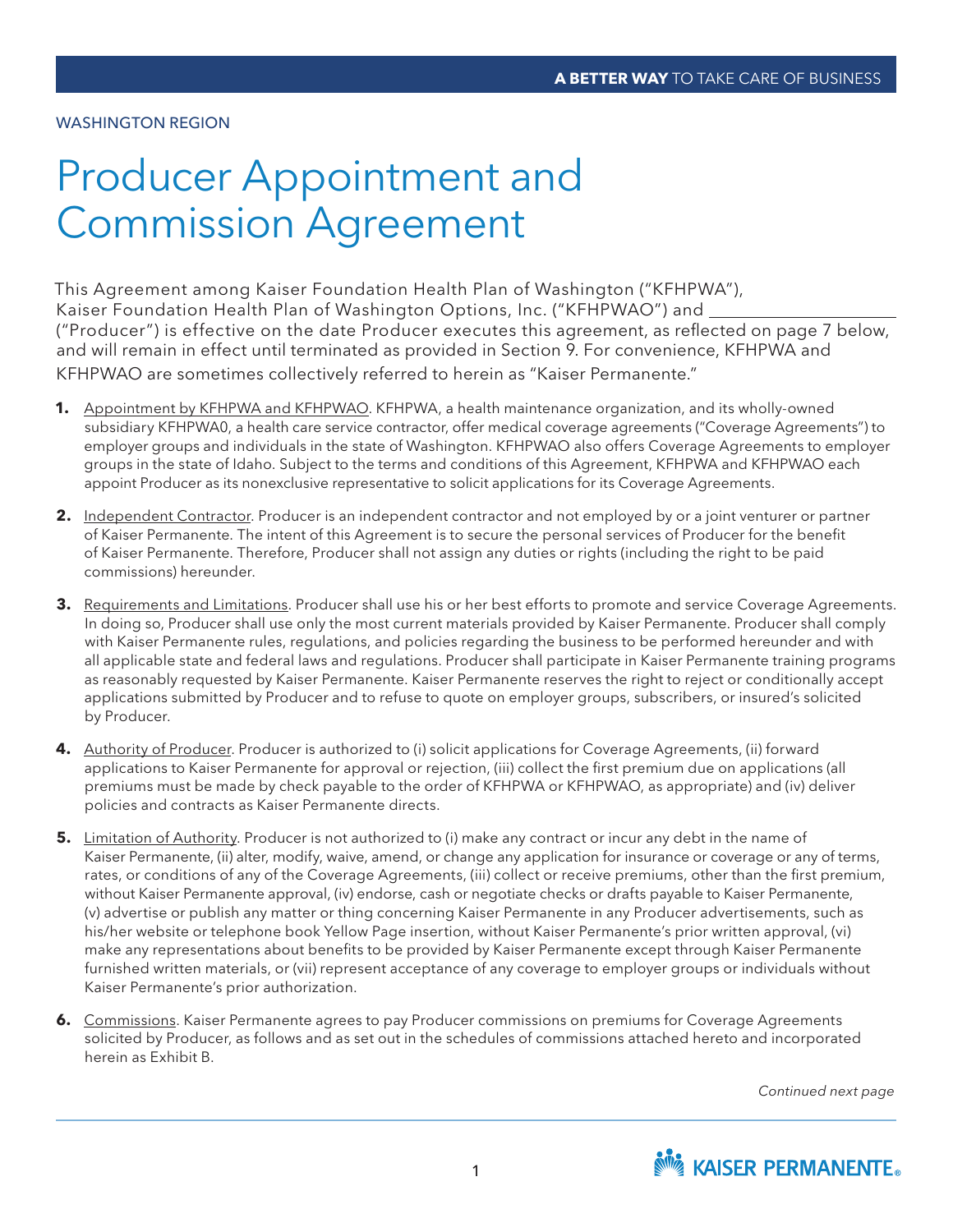WASHINGTON REGION

# Producer Appointment and Commission Agreement

This Agreement among Kaiser Foundation Health Plan of Washington ("KFHPWA"), Kaiser Foundation Health Plan of Washington Options, Inc. ("KFHPWAO") and ____________________ ("Producer") is effective on the date Producer executes this agreement, as reflected on page 7 below, and will remain in effect until terminated as provided in Section 9. For convenience, KFHPWA and KFHPWAO are sometimes collectively referred to herein as "Kaiser Permanente."

1. Appointment by KFHPWA and KFHPWAO. KFHPWA, a health maintenance organization, and its wholly-owned subsidiary KFHPWA0, a health care service contractor, offer medical coverage agreements ("Coverage Agreements") to employer groups and individuals in the state of Washington. KFHPWAO also offers Coverage Agreements to employer groups in the state of Idaho. Subject to the terms and conditions of this Agreement, KFHPWA and KFHPWAO each appoint Producer as its nonexclusive representative to solicit applications for its Coverage Agreements.

2. Independent Contractor. Producer is an independent contractor and not employed by or a joint venturer or partner of Kaiser Permanente. The intent of this Agreement is to secure the personal services of Producer for the benefit of Kaiser Permanente. Therefore, Producer shall not assign any duties or rights (including the right to be paid commissions) hereunder.

3. Requirements and Limitations. Producer shall use his or her best efforts to promote and service Coverage Agreements. In doing so, Producer shall use only the most current materials provided by Kaiser Permanente. Producer shall comply with Kaiser Permanente rules, regulations, and policies regarding the business to be performed hereunder and with all applicable state and federal laws and regulations. Producer shall participate in Kaiser Permanente training programs as reasonably requested by Kaiser Permanente. Kaiser Permanente reserves the right to reject or conditionally accept applications submitted by Producer and to refuse to quote on employer groups, subscribers, or insured's solicited by Producer.

4. Authority of Producer. Producer is authorized to (i) solicit applications for Coverage Agreements, (ii) forward applications to Kaiser Permanente for approval or rejection, (iii) collect the first premium due on applications (all premiums must be made by check payable to the order of KFHPWA or KFHPWAO, as appropriate) and (iv) deliver policies and contracts as Kaiser Permanente directs.

5. Limitation of Authority. Producer is not authorized to (i) make any contract or incur any debt in the name of Kaiser Permanente, (ii) alter, modify, waive, amend, or change any application for insurance or coverage or any of terms, rates, or conditions of any of the Coverage Agreements, (iii) collect or receive premiums, other than the first premium, without Kaiser Permanente approval, (iv) endorse, cash or negotiate checks or drafts payable to Kaiser Permanente, (v) advertise or publish any matter or thing concerning Kaiser Permanente in any Producer advertisements, such as his/her website or telephone book Yellow Page insertion, without Kaiser Permanente's prior written approval, (vi) make any representations about benefits to be provided by Kaiser Permanente except through Kaiser Permanente furnished written materials, or (vii) represent acceptance of any coverage to employer groups or individuals without Kaiser Permanente's prior authorization.

6. Commissions. Kaiser Permanente agrees to pay Producer commissions on premiums for Coverage Agreements solicited by Producer, as follows and as set out in the schedules of commissions attached hereto and incorporated herein as Exhibit B.

*Continued next page*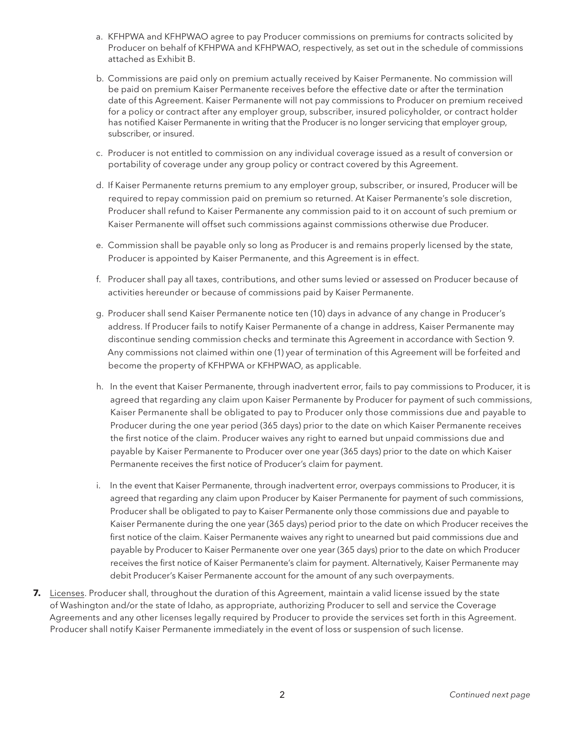a. KFHPWA and KFHPWAO agree to pay Producer commissions on premiums for contracts solicited by Producer on behalf of KFHPWA and KFHPWAO, respectively, as set out in the schedule of commissions attached as Exhibit B.

b. Commissions are paid only on premium actually received by Kaiser Permanente. No commission will be paid on premium Kaiser Permanente receives before the effective date or after the termination date of this Agreement. Kaiser Permanente will not pay commissions to Producer on premium received for a policy or contract after any employer group, subscriber, insured policyholder, or contract holder has notified Kaiser Permanente in writing that the Producer is no longer servicing that employer group, subscriber, or insured.

c. Producer is not entitled to commission on any individual coverage issued as a result of conversion or portability of coverage under any group policy or contract covered by this Agreement.

d. If Kaiser Permanente returns premium to any employer group, subscriber, or insured, Producer will be required to repay commission paid on premium so returned. At Kaiser Permanente's sole discretion, Producer shall refund to Kaiser Permanente any commission paid to it on account of such premium or Kaiser Permanente will offset such commissions against commissions otherwise due Producer.

e. Commission shall be payable only so long as Producer is and remains properly licensed by the state, Producer is appointed by Kaiser Permanente, and this Agreement is in effect.

f. Producer shall pay all taxes, contributions, and other sums levied or assessed on Producer because of activities hereunder or because of commissions paid by Kaiser Permanente.

g. Producer shall send Kaiser Permanente notice ten (10) days in advance of any change in Producer's address. If Producer fails to notify Kaiser Permanente of a change in address, Kaiser Permanente may discontinue sending commission checks and terminate this Agreement in accordance with Section 9. Any commissions not claimed within one (1) year of termination of this Agreement will be forfeited and become the property of KFHPWA or KFHPWAO, as applicable.

h. In the event that Kaiser Permanente, through inadvertent error, fails to pay commissions to Producer, it is agreed that regarding any claim upon Kaiser Permanente by Producer for payment of such commissions, Kaiser Permanente shall be obligated to pay to Producer only those commissions due and payable to Producer during the one year period (365 days) prior to the date on which Kaiser Permanente receives the first notice of the claim. Producer waives any right to earned but unpaid commissions due and payable by Kaiser Permanente to Producer over one year (365 days) prior to the date on which Kaiser Permanente receives the first notice of Producer's claim for payment.

i. In the event that Kaiser Permanente, through inadvertent error, overpays commissions to Producer, it is agreed that regarding any claim upon Producer by Kaiser Permanente for payment of such commissions, Producer shall be obligated to pay to Kaiser Permanente only those commissions due and payable to Kaiser Permanente during the one year (365 days) period prior to the date on which Producer receives the first notice of the claim. Kaiser Permanente waives any right to unearned but paid commissions due and payable by Producer to Kaiser Permanente over one year (365 days) prior to the date on which Producer receives the first notice of Kaiser Permanente's claim for payment. Alternatively, Kaiser Permanente may debit Producer's Kaiser Permanente account for the amount of any such overpayments.

**7.** Licenses. Producer shall, throughout the duration of this Agreement, maintain a valid license issued by the state of Washington and/or the state of Idaho, as appropriate, authorizing Producer to sell and service the Coverage Agreements and any other licenses legally required by Producer to provide the services set forth in this Agreement. Producer shall notify Kaiser Permanente immediately in the event of loss or suspension of such license.

*Continued next page*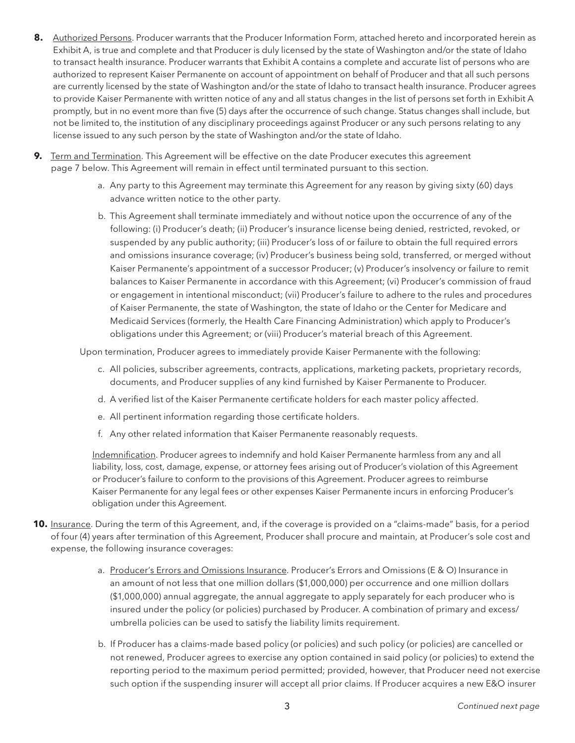**8.** <u>Authorized Persons</u>. Producer warrants that the Producer Information Form, attached hereto and incorporated herein as Exhibit A, is true and complete and that Producer is duly licensed by the state of Washington and/or the state of Idaho to transact health insurance. Producer warrants that Exhibit A contains a complete and accurate list of persons who are authorized to represent Kaiser Permanente on account of appointment on behalf of Producer and that all such persons are currently licensed by the state of Washington and/or the state of Idaho to transact health insurance. Producer agrees to provide Kaiser Permanente with written notice of any and all status changes in the list of persons set forth in Exhibit A promptly, but in no event more than five (5) days after the occurrence of such change. Status changes shall include, but not be limited to, the institution of any disciplinary proceedings against Producer or any such persons relating to any license issued to any such person by the state of Washington and/or the state of Idaho.

**9.** <u>Term and Termination</u>. This Agreement will be effective on the date Producer executes this agreement page 7 below. This Agreement will remain in effect until terminated pursuant to this section.

a. Any party to this Agreement may terminate this Agreement for any reason by giving sixty (60) days advance written notice to the other party.

b. This Agreement shall terminate immediately and without notice upon the occurrence of any of the following: (i) Producer's death; (ii) Producer's insurance license being denied, restricted, revoked, or suspended by any public authority; (iii) Producer's loss of or failure to obtain the full required errors and omissions insurance coverage; (iv) Producer's business being sold, transferred, or merged without Kaiser Permanente's appointment of a successor Producer; (v) Producer's insolvency or failure to remit balances to Kaiser Permanente in accordance with this Agreement; (vi) Producer's commission of fraud or engagement in intentional misconduct; (vii) Producer's failure to adhere to the rules and procedures of Kaiser Permanente, the state of Washington, the state of Idaho or the Center for Medicare and Medicaid Services (formerly, the Health Care Financing Administration) which apply to Producer's obligations under this Agreement; or (viii) Producer's material breach of this Agreement.

Upon termination, Producer agrees to immediately provide Kaiser Permanente with the following:

c. All policies, subscriber agreements, contracts, applications, marketing packets, proprietary records, documents, and Producer supplies of any kind furnished by Kaiser Permanente to Producer.

d. A verified list of the Kaiser Permanente certificate holders for each master policy affected.

e. All pertinent information regarding those certificate holders.

f. Any other related information that Kaiser Permanente reasonably requests.

<u>Indemnification</u>. Producer agrees to indemnify and hold Kaiser Permanente harmless from any and all liability, loss, cost, damage, expense, or attorney fees arising out of Producer's violation of this Agreement or Producer's failure to conform to the provisions of this Agreement. Producer agrees to reimburse Kaiser Permanente for any legal fees or other expenses Kaiser Permanente incurs in enforcing Producer's obligation under this Agreement.

**10.** <u>Insurance</u>. During the term of this Agreement, and, if the coverage is provided on a "claims-made" basis, for a period of four (4) years after termination of this Agreement, Producer shall procure and maintain, at Producer's sole cost and expense, the following insurance coverages:

a. <u>Producer's Errors and Omissions Insurance</u>. Producer's Errors and Omissions (E & O) Insurance in an amount of not less that one million dollars ($1,000,000) per occurrence and one million dollars ($1,000,000) annual aggregate, the annual aggregate to apply separately for each producer who is insured under the policy (or policies) purchased by Producer. A combination of primary and excess/umbrella policies can be used to satisfy the liability limits requirement.

b. If Producer has a claims-made based policy (or policies) and such policy (or policies) are cancelled or not renewed, Producer agrees to exercise any option contained in said policy (or policies) to extend the reporting period to the maximum period permitted; provided, however, that Producer need not exercise such option if the suspending insurer will accept all prior claims. If Producer acquires a new E&O insurer

*Continued next page*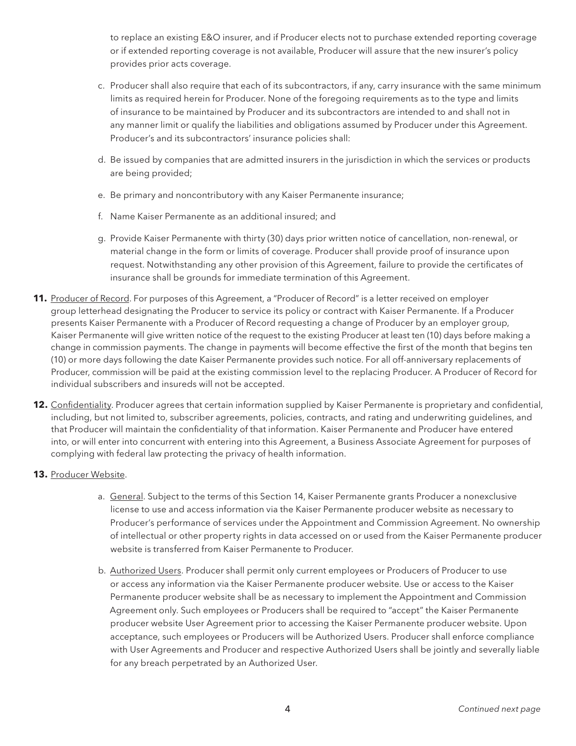to replace an existing E&O insurer, and if Producer elects not to purchase extended reporting coverage or if extended reporting coverage is not available, Producer will assure that the new insurer's policy provides prior acts coverage.

c. Producer shall also require that each of its subcontractors, if any, carry insurance with the same minimum limits as required herein for Producer. None of the foregoing requirements as to the type and limits of insurance to be maintained by Producer and its subcontractors are intended to and shall not in any manner limit or qualify the liabilities and obligations assumed by Producer under this Agreement. Producer's and its subcontractors' insurance policies shall:

d. Be issued by companies that are admitted insurers in the jurisdiction in which the services or products are being provided;

e. Be primary and noncontributory with any Kaiser Permanente insurance;

f. Name Kaiser Permanente as an additional insured; and

g. Provide Kaiser Permanente with thirty (30) days prior written notice of cancellation, non-renewal, or material change in the form or limits of coverage. Producer shall provide proof of insurance upon request. Notwithstanding any other provision of this Agreement, failure to provide the certificates of insurance shall be grounds for immediate termination of this Agreement.

**11.** Producer of Record. For purposes of this Agreement, a "Producer of Record" is a letter received on employer group letterhead designating the Producer to service its policy or contract with Kaiser Permanente. If a Producer presents Kaiser Permanente with a Producer of Record requesting a change of Producer by an employer group, Kaiser Permanente will give written notice of the request to the existing Producer at least ten (10) days before making a change in commission payments. The change in payments will become effective the first of the month that begins ten (10) or more days following the date Kaiser Permanente provides such notice. For all off-anniversary replacements of Producer, commission will be paid at the existing commission level to the replacing Producer. A Producer of Record for individual subscribers and insureds will not be accepted.

**12.** Confidentiality. Producer agrees that certain information supplied by Kaiser Permanente is proprietary and confidential, including, but not limited to, subscriber agreements, policies, contracts, and rating and underwriting guidelines, and that Producer will maintain the confidentiality of that information. Kaiser Permanente and Producer have entered into, or will enter into concurrent with entering into this Agreement, a Business Associate Agreement for purposes of complying with federal law protecting the privacy of health information.

**13.** Producer Website.

a. General. Subject to the terms of this Section 14, Kaiser Permanente grants Producer a nonexclusive license to use and access information via the Kaiser Permanente producer website as necessary to Producer's performance of services under the Appointment and Commission Agreement. No ownership of intellectual or other property rights in data accessed on or used from the Kaiser Permanente producer website is transferred from Kaiser Permanente to Producer.

b. Authorized Users. Producer shall permit only current employees or Producers of Producer to use or access any information via the Kaiser Permanente producer website. Use or access to the Kaiser Permanente producer website shall be as necessary to implement the Appointment and Commission Agreement only. Such employees or Producers shall be required to "accept" the Kaiser Permanente producer website User Agreement prior to accessing the Kaiser Permanente producer website. Upon acceptance, such employees or Producers will be Authorized Users. Producer shall enforce compliance with User Agreements and Producer and respective Authorized Users shall be jointly and severally liable for any breach perpetrated by an Authorized User.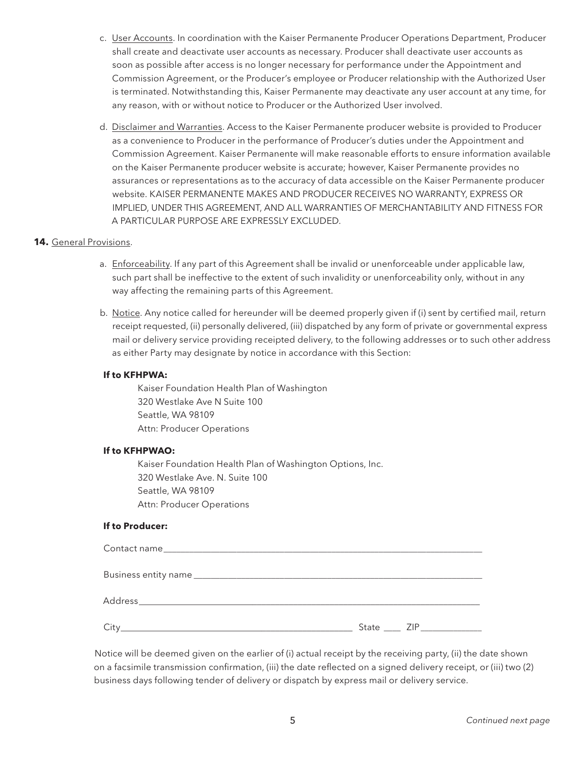c. User Accounts. In coordination with the Kaiser Permanente Producer Operations Department, Producer shall create and deactivate user accounts as necessary. Producer shall deactivate user accounts as soon as possible after access is no longer necessary for performance under the Appointment and Commission Agreement, or the Producer's employee or Producer relationship with the Authorized User is terminated. Notwithstanding this, Kaiser Permanente may deactivate any user account at any time, for any reason, with or without notice to Producer or the Authorized User involved.

d. Disclaimer and Warranties. Access to the Kaiser Permanente producer website is provided to Producer as a convenience to Producer in the performance of Producer's duties under the Appointment and Commission Agreement. Kaiser Permanente will make reasonable efforts to ensure information available on the Kaiser Permanente producer website is accurate; however, Kaiser Permanente provides no assurances or representations as to the accuracy of data accessible on the Kaiser Permanente producer website. KAISER PERMANENTE MAKES AND PRODUCER RECEIVES NO WARRANTY, EXPRESS OR IMPLIED, UNDER THIS AGREEMENT, AND ALL WARRANTIES OF MERCHANTABILITY AND FITNESS FOR A PARTICULAR PURPOSE ARE EXPRESSLY EXCLUDED.

**14.** General Provisions.

a. Enforceability. If any part of this Agreement shall be invalid or unenforceable under applicable law, such part shall be ineffective to the extent of such invalidity or unenforceability only, without in any way affecting the remaining parts of this Agreement.

b. Notice. Any notice called for hereunder will be deemed properly given if (i) sent by certified mail, return receipt requested, (ii) personally delivered, (iii) dispatched by any form of private or governmental express mail or delivery service providing receipted delivery, to the following addresses or to such other address as either Party may designate by notice in accordance with this Section:

**If to KFHPWA:**

Kaiser Foundation Health Plan of Washington
320 Westlake Ave N Suite 100
Seattle, WA 98109
Attn: Producer Operations

**If to KFHPWAO:**

Kaiser Foundation Health Plan of Washington Options, Inc.
320 Westlake Ave. N. Suite 100
Seattle, WA 98109
Attn: Producer Operations

**If to Producer:**

Contact name\_\_\_\_\_\_\_\_\_\_\_\_\_\_\_\_\_\_\_\_\_\_\_\_\_\_\_\_\_\_\_\_\_\_\_\_\_\_\_\_

Business entity name \_\_\_\_\_\_\_\_\_\_\_\_\_\_\_\_\_\_\_\_\_\_\_\_\_\_\_\_\_\_\_\_\_\_\_\_

Address\_\_\_\_\_\_\_\_\_\_\_\_\_\_\_\_\_\_\_\_\_\_\_\_\_\_\_\_\_\_\_\_\_\_\_\_\_\_\_\_\_\_\_\_

City\_\_\_\_\_\_\_\_\_\_\_\_\_\_\_\_\_\_\_\_\_\_\_\_\_\_\_\_\_\_ State \_\_\_\_ ZIP\_\_\_\_\_\_\_\_\_\_\_\_\_

Notice will be deemed given on the earlier of (i) actual receipt by the receiving party, (ii) the date shown on a facsimile transmission confirmation, (iii) the date reflected on a signed delivery receipt, or (iii) two (2) business days following tender of delivery or dispatch by express mail or delivery service.

*Continued next page*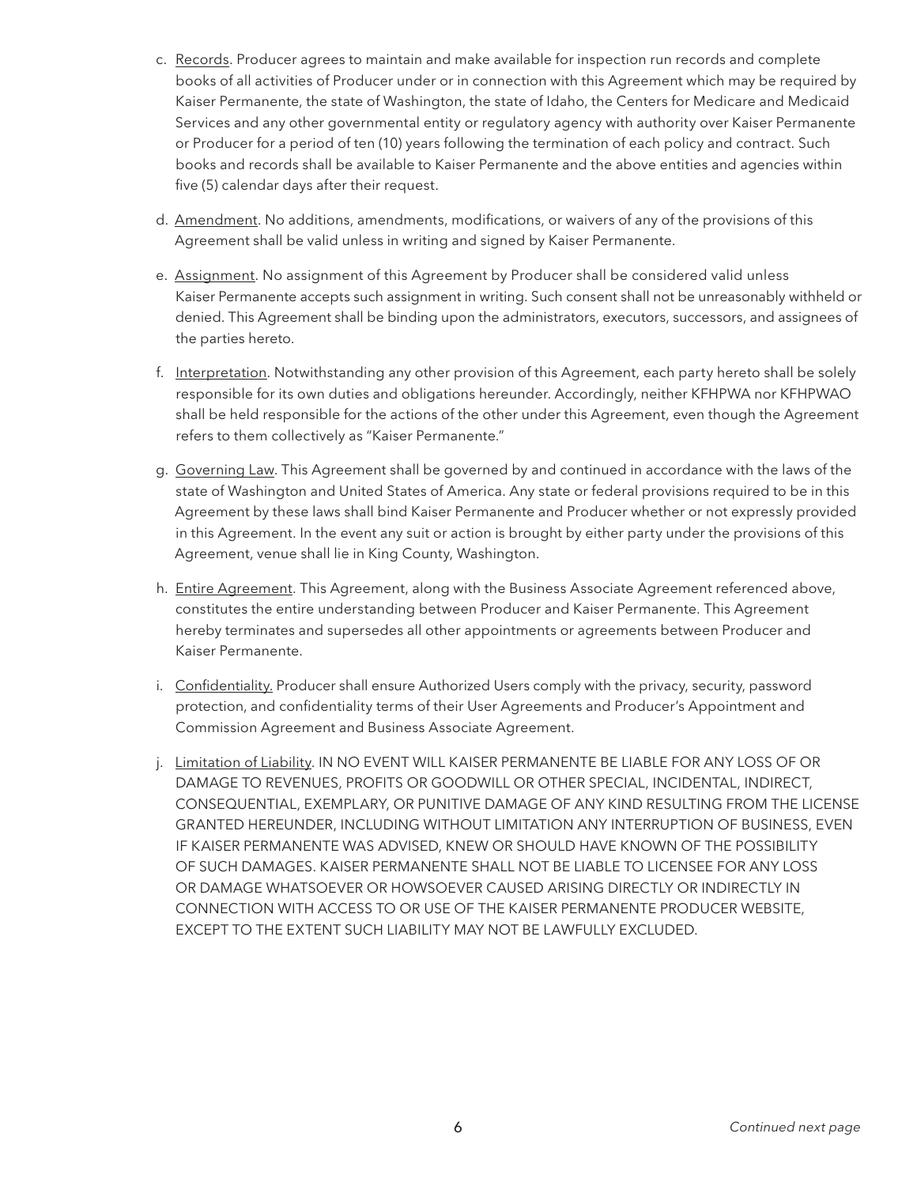c. Records. Producer agrees to maintain and make available for inspection run records and complete books of all activities of Producer under or in connection with this Agreement which may be required by Kaiser Permanente, the state of Washington, the state of Idaho, the Centers for Medicare and Medicaid Services and any other governmental entity or regulatory agency with authority over Kaiser Permanente or Producer for a period of ten (10) years following the termination of each policy and contract. Such books and records shall be available to Kaiser Permanente and the above entities and agencies within five (5) calendar days after their request.

d. Amendment. No additions, amendments, modifications, or waivers of any of the provisions of this Agreement shall be valid unless in writing and signed by Kaiser Permanente.

e. Assignment. No assignment of this Agreement by Producer shall be considered valid unless Kaiser Permanente accepts such assignment in writing. Such consent shall not be unreasonably withheld or denied. This Agreement shall be binding upon the administrators, executors, successors, and assignees of the parties hereto.

f. Interpretation. Notwithstanding any other provision of this Agreement, each party hereto shall be solely responsible for its own duties and obligations hereunder. Accordingly, neither KFHPWA nor KFHPWAO shall be held responsible for the actions of the other under this Agreement, even though the Agreement refers to them collectively as "Kaiser Permanente."

g. Governing Law. This Agreement shall be governed by and continued in accordance with the laws of the state of Washington and United States of America. Any state or federal provisions required to be in this Agreement by these laws shall bind Kaiser Permanente and Producer whether or not expressly provided in this Agreement. In the event any suit or action is brought by either party under the provisions of this Agreement, venue shall lie in King County, Washington.

h. Entire Agreement. This Agreement, along with the Business Associate Agreement referenced above, constitutes the entire understanding between Producer and Kaiser Permanente. This Agreement hereby terminates and supersedes all other appointments or agreements between Producer and Kaiser Permanente.

i. Confidentiality. Producer shall ensure Authorized Users comply with the privacy, security, password protection, and confidentiality terms of their User Agreements and Producer's Appointment and Commission Agreement and Business Associate Agreement.

j. Limitation of Liability. IN NO EVENT WILL KAISER PERMANENTE BE LIABLE FOR ANY LOSS OF OR DAMAGE TO REVENUES, PROFITS OR GOODWILL OR OTHER SPECIAL, INCIDENTAL, INDIRECT, CONSEQUENTIAL, EXEMPLARY, OR PUNITIVE DAMAGE OF ANY KIND RESULTING FROM THE LICENSE GRANTED HEREUNDER, INCLUDING WITHOUT LIMITATION ANY INTERRUPTION OF BUSINESS, EVEN IF KAISER PERMANENTE WAS ADVISED, KNEW OR SHOULD HAVE KNOWN OF THE POSSIBILITY OF SUCH DAMAGES. KAISER PERMANENTE SHALL NOT BE LIABLE TO LICENSEE FOR ANY LOSS OR DAMAGE WHATSOEVER OR HOWSOEVER CAUSED ARISING DIRECTLY OR INDIRECTLY IN CONNECTION WITH ACCESS TO OR USE OF THE KAISER PERMANENTE PRODUCER WEBSITE, EXCEPT TO THE EXTENT SUCH LIABILITY MAY NOT BE LAWFULLY EXCLUDED.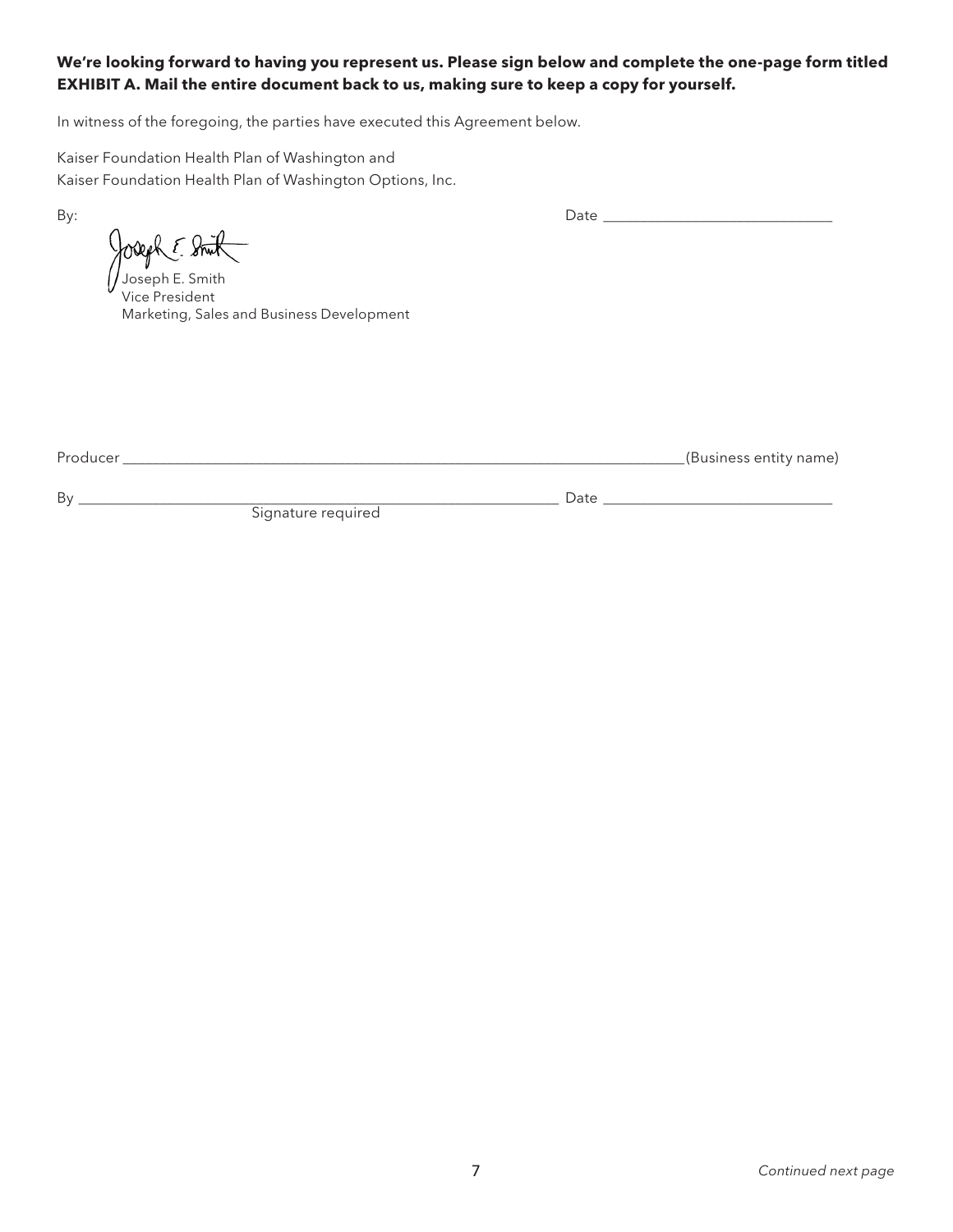**We're looking forward to having you represent us. Please sign below and complete the one-page form titled EXHIBIT A. Mail the entire document back to us, making sure to keep a copy for yourself.**

In witness of the foregoing, the parties have executed this Agreement below.

Kaiser Foundation Health Plan of Washington and
Kaiser Foundation Health Plan of Washington Options, Inc.

By: Date ______________________________

Joseph E. Smith
Vice President
Marketing, Sales and Business Development

Producer ______________________________________________________________________(Business entity name)

By ______________________________________________________________ Date ______________________________
Signature required

*Continued next page*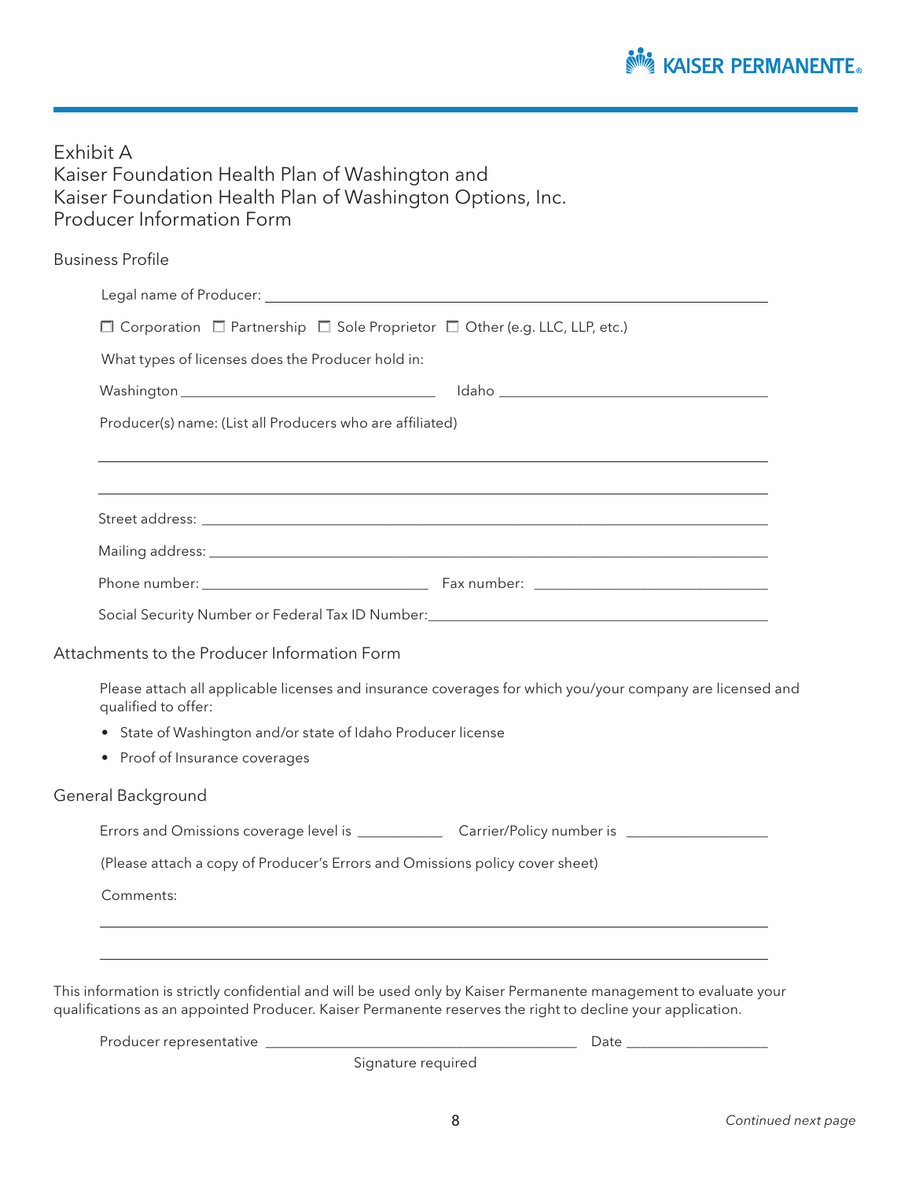# Exhibit A
# Kaiser Foundation Health Plan of Washington and Kaiser Foundation Health Plan of Washington Options, Inc. Producer Information Form

## Business Profile

Legal name of Producer: ______________________________________________

☐ Corporation ☐ Partnership ☐ Sole Proprietor ☐ Other (e.g. LLC, LLP, etc.)

What types of licenses does the Producer hold in:

Washington ______________________ Idaho ______________________

Producer(s) name: (List all Producers who are affiliated)

______________________________________________

______________________________________________

Street address: ______________________________________________

Mailing address: ______________________________________________

Phone number: ______________________ Fax number: ______________________

Social Security Number or Federal Tax ID Number: ______________________

## Attachments to the Producer Information Form

Please attach all applicable licenses and insurance coverages for which you/your company are licensed and qualified to offer:

- State of Washington and/or state of Idaho Producer license
- Proof of Insurance coverages

## General Background

Errors and Omissions coverage level is __________ Carrier/Policy number is ______________

(Please attach a copy of Producer's Errors and Omissions policy cover sheet)

Comments:

______________________________________________

______________________________________________

This information is strictly confidential and will be used only by Kaiser Permanente management to evaluate your qualifications as an appointed Producer. Kaiser Permanente reserves the right to decline your application.

Producer representative ______________________________ Date ______________

Signature required

*Continued next page*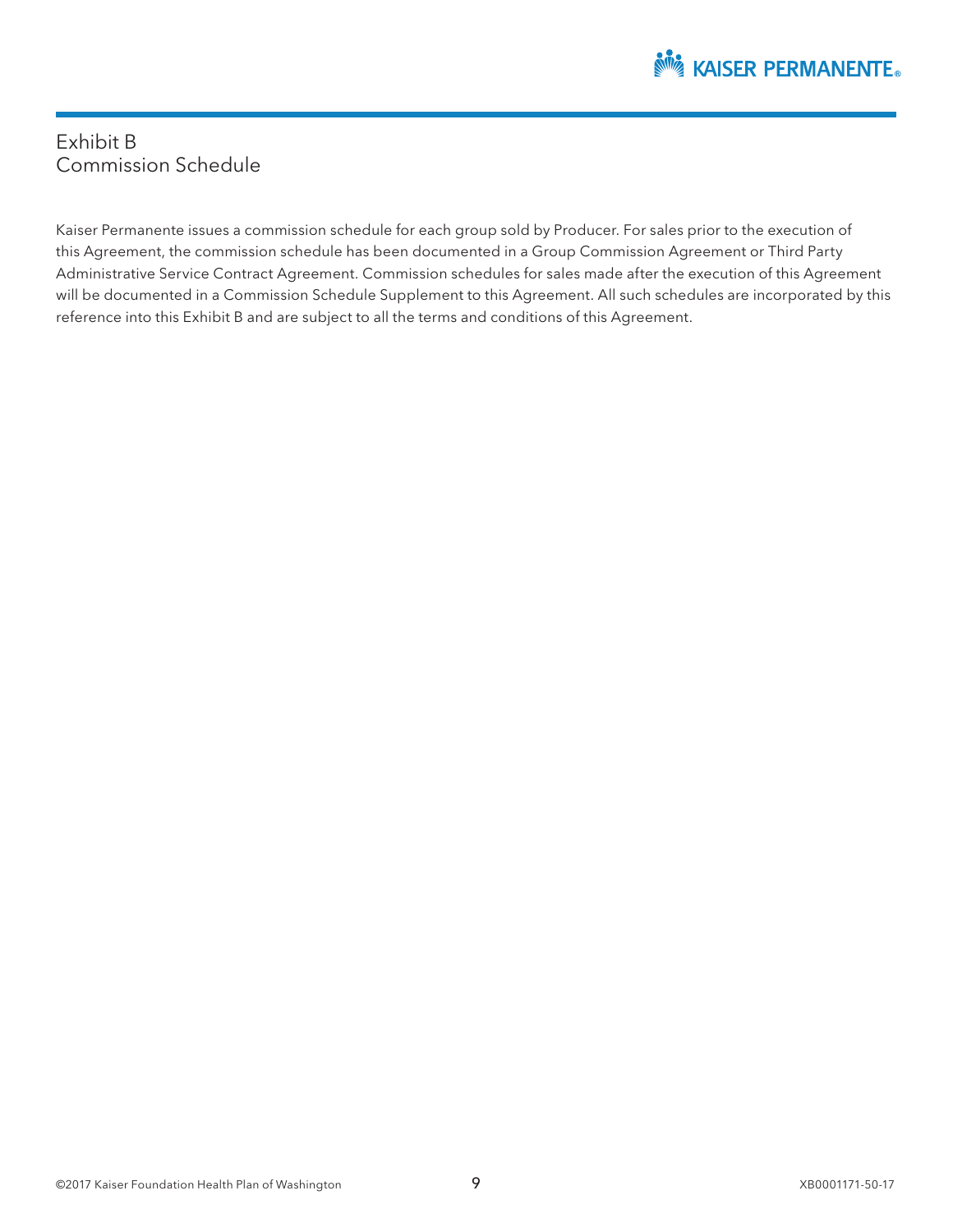# Exhibit B
# Commission Schedule

Kaiser Permanente issues a commission schedule for each group sold by Producer. For sales prior to the execution of this Agreement, the commission schedule has been documented in a Group Commission Agreement or Third Party Administrative Service Contract Agreement. Commission schedules for sales made after the execution of this Agreement will be documented in a Commission Schedule Supplement to this Agreement. All such schedules are incorporated by this reference into this Exhibit B and are subject to all the terms and conditions of this Agreement.